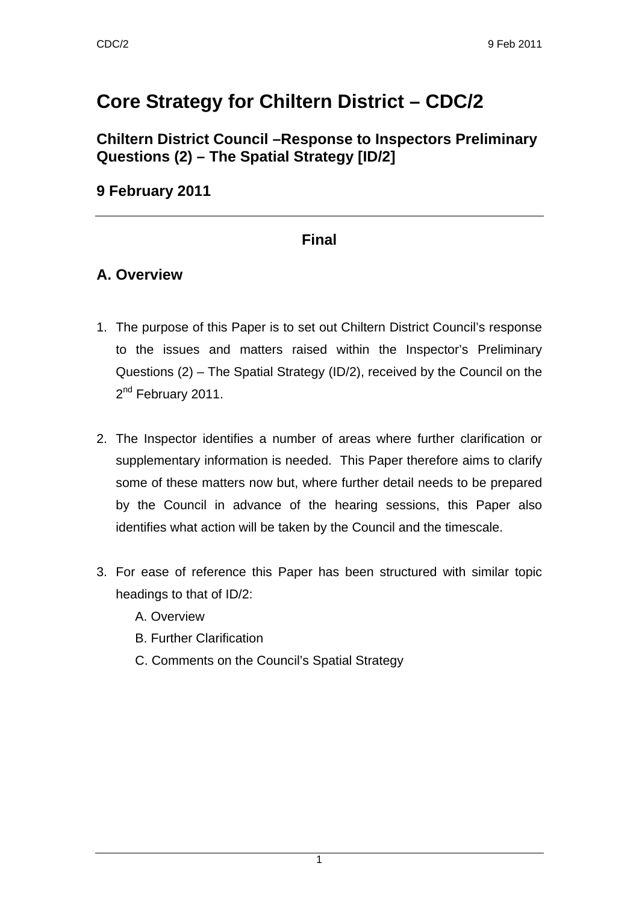# Core Strategy for Chiltern District – CDC/2

## Chiltern District Council –Response to Inspectors Preliminary Questions (2) – The Spatial Strategy [ID/2]

## 9 February 2011

---

**Final**

## A. Overview

1. The purpose of this Paper is to set out Chiltern District Council's response to the issues and matters raised within the Inspector's Preliminary Questions (2) – The Spatial Strategy (ID/2), received by the Council on the 2nd February 2011.

2. The Inspector identifies a number of areas where further clarification or supplementary information is needed. This Paper therefore aims to clarify some of these matters now but, where further detail needs to be prepared by the Council in advance of the hearing sessions, this Paper also identifies what action will be taken by the Council and the timescale.

3. For ease of reference this Paper has been structured with similar topic headings to that of ID/2:
   - A. Overview
   - B. Further Clarification
   - C. Comments on the Council's Spatial Strategy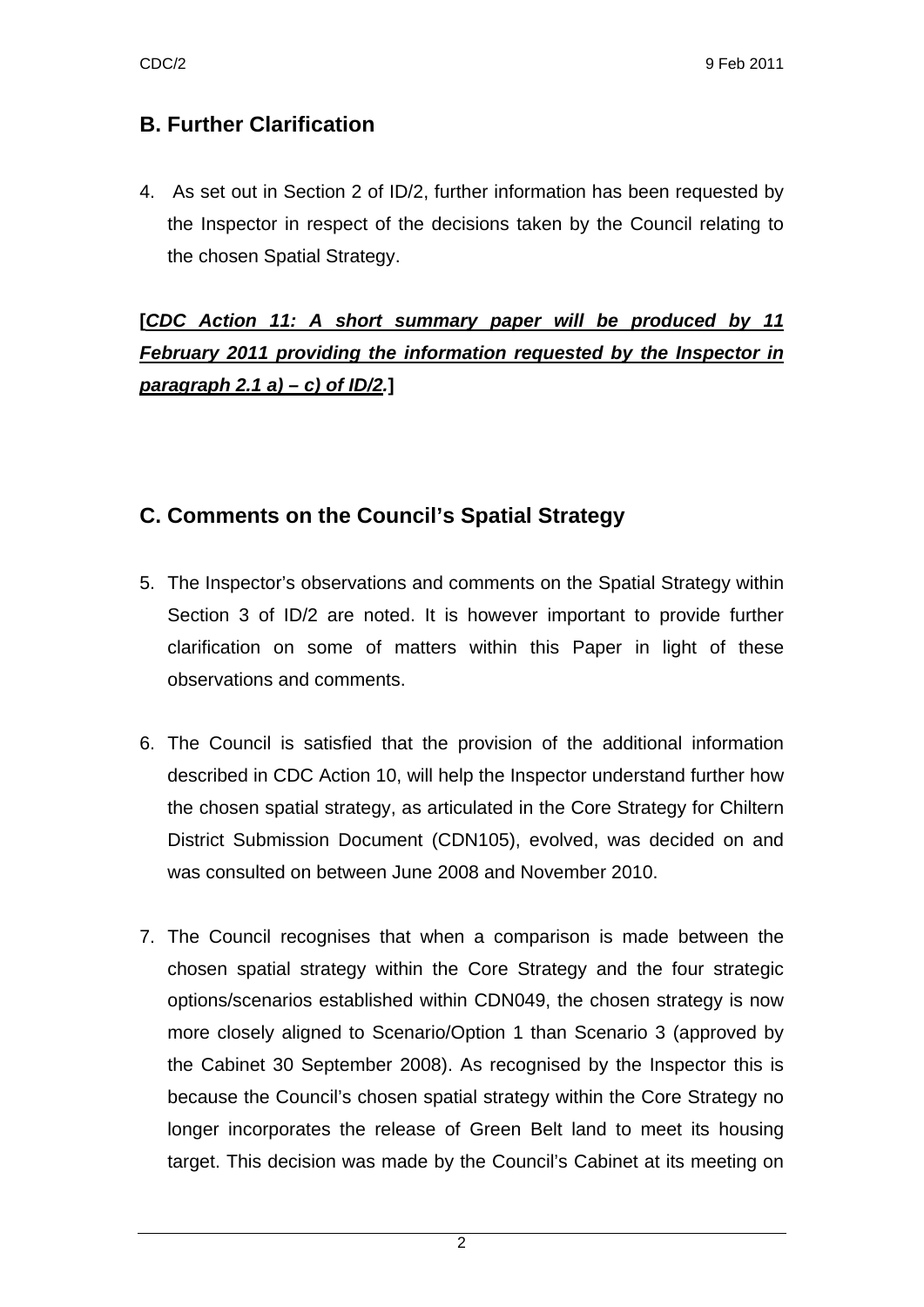## B. Further Clarification

4. As set out in Section 2 of ID/2, further information has been requested by the Inspector in respect of the decisions taken by the Council relating to the chosen Spatial Strategy.

**[*<u>CDC Action 11: A short summary paper will be produced by 11 February 2011 providing the information requested by the Inspector in paragraph 2.1 a) – c) of ID/2</u>*.]**

## C. Comments on the Council's Spatial Strategy

5. The Inspector's observations and comments on the Spatial Strategy within Section 3 of ID/2 are noted. It is however important to provide further clarification on some of matters within this Paper in light of these observations and comments.

6. The Council is satisfied that the provision of the additional information described in CDC Action 10, will help the Inspector understand further how the chosen spatial strategy, as articulated in the Core Strategy for Chiltern District Submission Document (CDN105), evolved, was decided on and was consulted on between June 2008 and November 2010.

7. The Council recognises that when a comparison is made between the chosen spatial strategy within the Core Strategy and the four strategic options/scenarios established within CDN049, the chosen strategy is now more closely aligned to Scenario/Option 1 than Scenario 3 (approved by the Cabinet 30 September 2008). As recognised by the Inspector this is because the Council's chosen spatial strategy within the Core Strategy no longer incorporates the release of Green Belt land to meet its housing target. This decision was made by the Council's Cabinet at its meeting on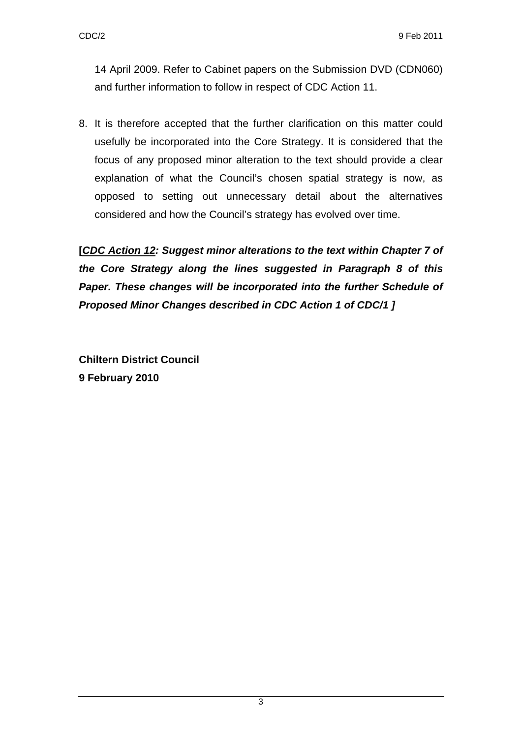14 April 2009. Refer to Cabinet papers on the Submission DVD (CDN060) and further information to follow in respect of CDC Action 11.

8. It is therefore accepted that the further clarification on this matter could usefully be incorporated into the Core Strategy. It is considered that the focus of any proposed minor alteration to the text should provide a clear explanation of what the Council's chosen spatial strategy is now, as opposed to setting out unnecessary detail about the alternatives considered and how the Council's strategy has evolved over time.

**[*<u>CDC Action 12</u>: Suggest minor alterations to the text within Chapter 7 of the Core Strategy along the lines suggested in Paragraph 8 of this Paper. These changes will be incorporated into the further Schedule of Proposed Minor Changes described in CDC Action 1 of CDC/1* ]**

**Chiltern District Council**
**9 February 2010**